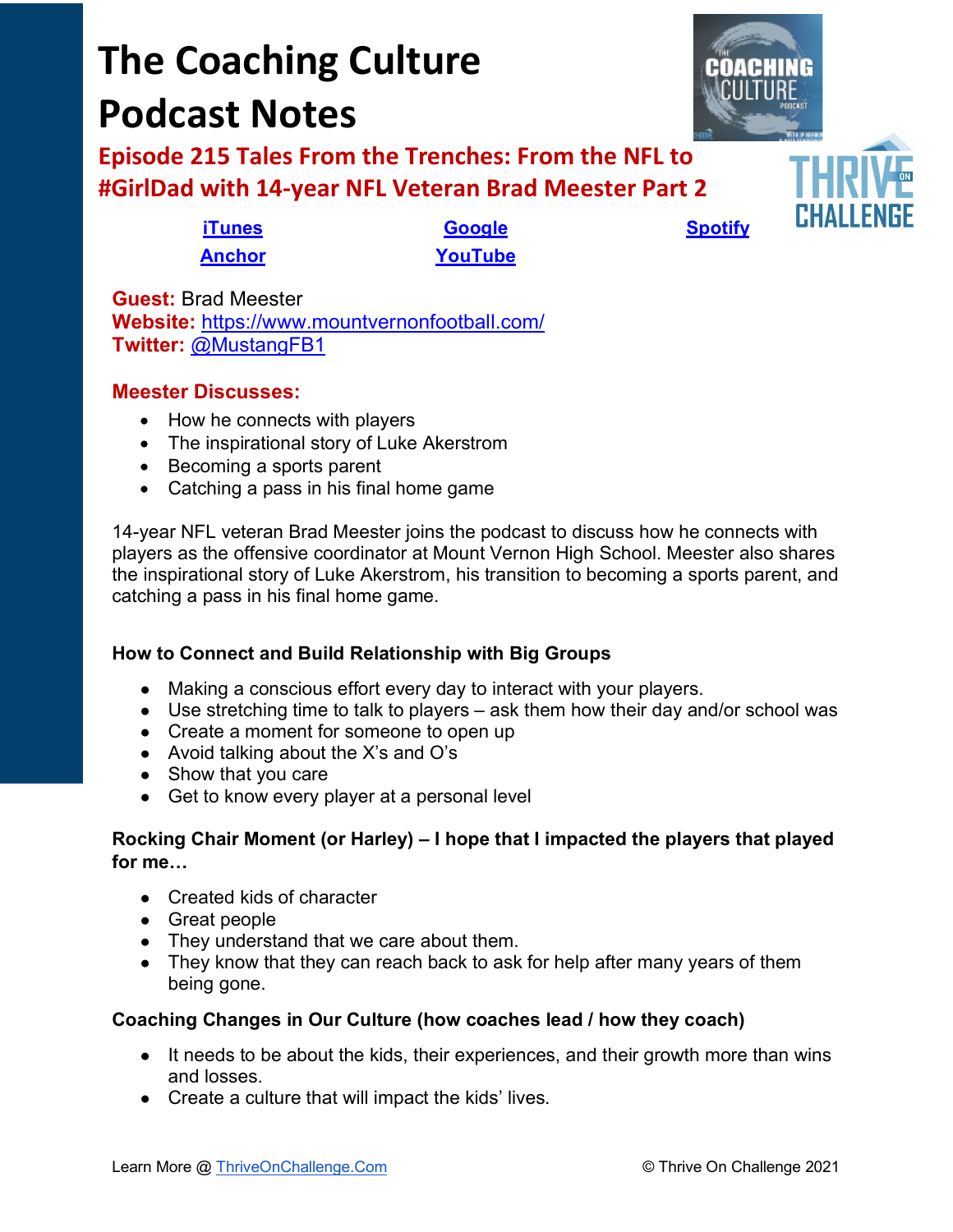# The Coaching Culture Podcast Notes

## Episode 215 Tales From the Trenches: From the NFL to #GirlDad with 14-year NFL Veteran Brad Meester Part 2

iTunes | Google | Spotify
Anchor | YouTube

**Guest:** Brad Meester
**Website:** https://www.mountvernonfootball.com/
**Twitter:** @MustangFB1

### Meester Discusses:

- How he connects with players
- The inspirational story of Luke Akerstrom
- Becoming a sports parent
- Catching a pass in his final home game

14-year NFL veteran Brad Meester joins the podcast to discuss how he connects with players as the offensive coordinator at Mount Vernon High School. Meester also shares the inspirational story of Luke Akerstrom, his transition to becoming a sports parent, and catching a pass in his final home game.

### How to Connect and Build Relationship with Big Groups

- Making a conscious effort every day to interact with your players.
- Use stretching time to talk to players – ask them how their day and/or school was
- Create a moment for someone to open up
- Avoid talking about the X's and O's
- Show that you care
- Get to know every player at a personal level

### Rocking Chair Moment (or Harley) – I hope that I impacted the players that played for me…

- Created kids of character
- Great people
- They understand that we care about them.
- They know that they can reach back to ask for help after many years of them being gone.

### Coaching Changes in Our Culture (how coaches lead / how they coach)

- It needs to be about the kids, their experiences, and their growth more than wins and losses.
- Create a culture that will impact the kids' lives.

Learn More @ ThriveOnChallenge.Com © Thrive On Challenge 2021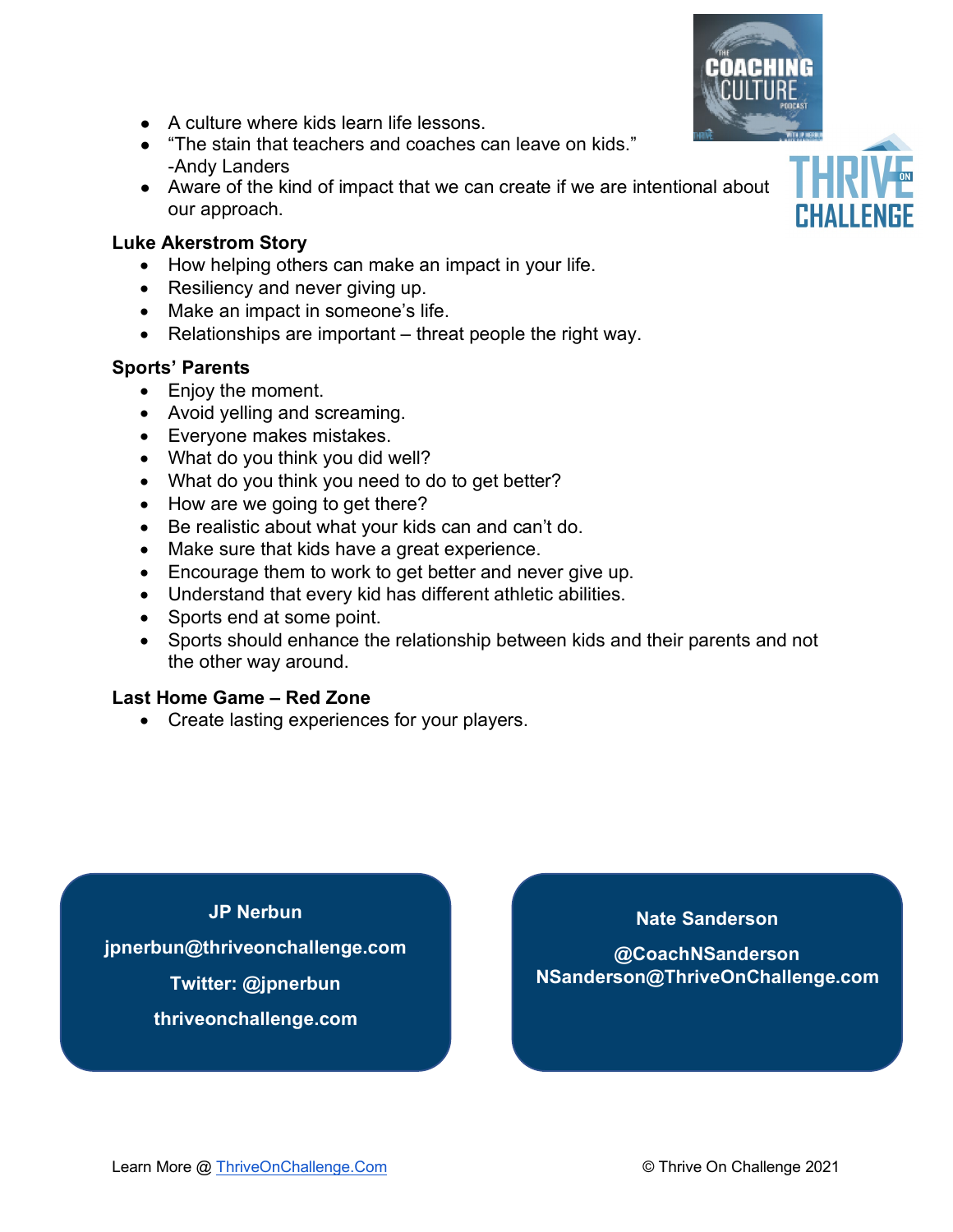- A culture where kids learn life lessons.
- "The stain that teachers and coaches can leave on kids." -Andy Landers
- Aware of the kind of impact that we can create if we are intentional about our approach.

**Luke Akerstrom Story**

- How helping others can make an impact in your life.
- Resiliency and never giving up.
- Make an impact in someone's life.
- Relationships are important – threat people the right way.

**Sports' Parents**

- Enjoy the moment.
- Avoid yelling and screaming.
- Everyone makes mistakes.
- What do you think you did well?
- What do you think you need to do to get better?
- How are we going to get there?
- Be realistic about what your kids can and can't do.
- Make sure that kids have a great experience.
- Encourage them to work to get better and never give up.
- Understand that every kid has different athletic abilities.
- Sports end at some point.
- Sports should enhance the relationship between kids and their parents and not the other way around.

**Last Home Game – Red Zone**

- Create lasting experiences for your players.

**JP Nerbun**
jpnerbun@thriveonchallenge.com
Twitter: @jpnerbun
thriveonchallenge.com

**Nate Sanderson**
@CoachNSanderson
NSanderson@ThriveOnChallenge.com

Learn More @ ThriveOnChallenge.Com

© Thrive On Challenge 2021